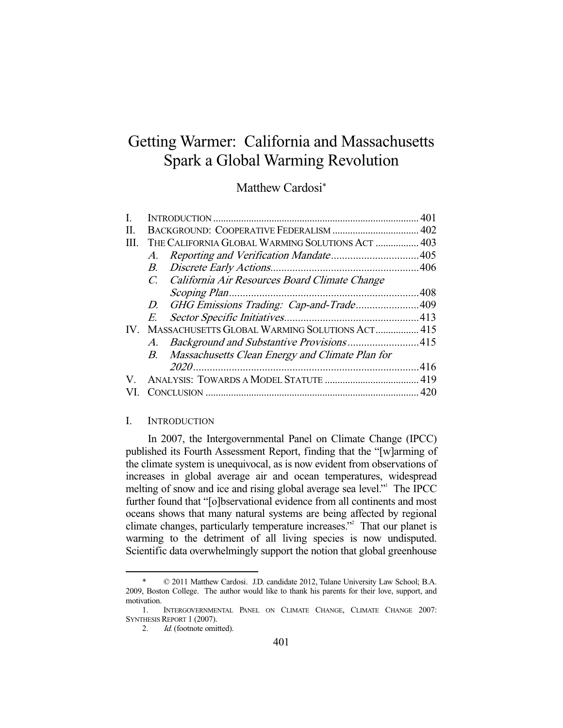# Getting Warmer: California and Massachusetts Spark a Global Warming Revolution

Matthew Cardosi*

| | | |
|---|---|---|
| I. | INTRODUCTION | 401 |
| II. | BACKGROUND: COOPERATIVE FEDERALISM | 402 |
| III. | THE CALIFORNIA GLOBAL WARMING SOLUTIONS ACT | 403 |
| | *A. Reporting and Verification Mandate* | 405 |
| | *B. Discrete Early Actions* | 406 |
| | *C. California Air Resources Board Climate Change Scoping Plan* | 408 |
| | *D. GHG Emissions Trading: Cap-and-Trade* | 409 |
| | *E. Sector Specific Initiatives* | 413 |
| IV. | MASSACHUSETTS GLOBAL WARMING SOLUTIONS ACT | 415 |
| | *A. Background and Substantive Provisions* | 415 |
| | *B. Massachusetts Clean Energy and Climate Plan for 2020* | 416 |
| V. | ANALYSIS: TOWARDS A MODEL STATUTE | 419 |
| VI. | CONCLUSION | 420 |

## I. INTRODUCTION

In 2007, the Intergovernmental Panel on Climate Change (IPCC) published its Fourth Assessment Report, finding that the "[w]arming of the climate system is unequivocal, as is now evident from observations of increases in global average air and ocean temperatures, widespread melting of snow and ice and rising global average sea level."[1] The IPCC further found that "[o]bservational evidence from all continents and most oceans shows that many natural systems are being affected by regional climate changes, particularly temperature increases."[2] That our planet is warming to the detriment of all living species is now undisputed. Scientific data overwhelmingly support the notion that global greenhouse

---

\* © 2011 Matthew Cardosi. J.D. candidate 2012, Tulane University Law School; B.A. 2009, Boston College. The author would like to thank his parents for their love, support, and motivation.

1. INTERGOVERNMENTAL PANEL ON CLIMATE CHANGE, CLIMATE CHANGE 2007: SYNTHESIS REPORT 1 (2007).

2. *Id.* (footnote omitted).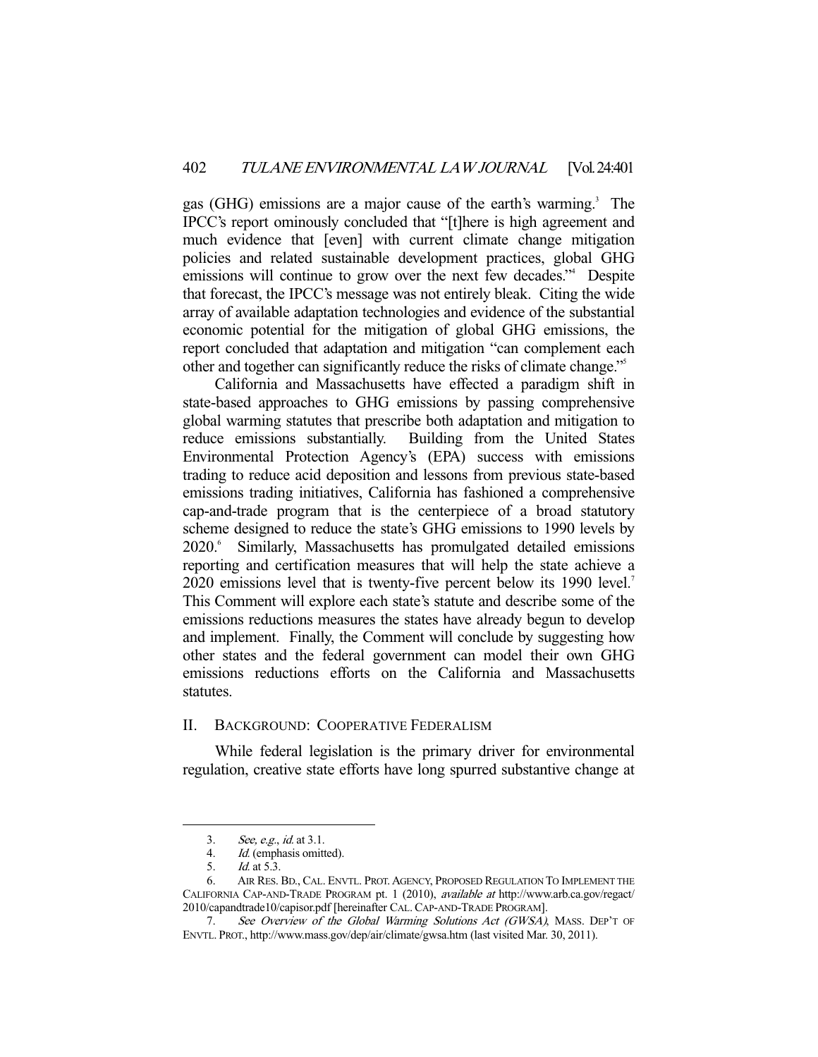gas (GHG) emissions are a major cause of the earth's warming.[3] The IPCC's report ominously concluded that "[t]here is high agreement and much evidence that [even] with current climate change mitigation policies and related sustainable development practices, global GHG emissions will continue to grow over the next few decades."[4] Despite that forecast, the IPCC's message was not entirely bleak. Citing the wide array of available adaptation technologies and evidence of the substantial economic potential for the mitigation of global GHG emissions, the report concluded that adaptation and mitigation "can complement each other and together can significantly reduce the risks of climate change."[5]

California and Massachusetts have effected a paradigm shift in state-based approaches to GHG emissions by passing comprehensive global warming statutes that prescribe both adaptation and mitigation to reduce emissions substantially. Building from the United States Environmental Protection Agency's (EPA) success with emissions trading to reduce acid deposition and lessons from previous state-based emissions trading initiatives, California has fashioned a comprehensive cap-and-trade program that is the centerpiece of a broad statutory scheme designed to reduce the state's GHG emissions to 1990 levels by 2020.[6] Similarly, Massachusetts has promulgated detailed emissions reporting and certification measures that will help the state achieve a 2020 emissions level that is twenty-five percent below its 1990 level.[7] This Comment will explore each state's statute and describe some of the emissions reductions measures the states have already begun to develop and implement. Finally, the Comment will conclude by suggesting how other states and the federal government can model their own GHG emissions reductions efforts on the California and Massachusetts statutes.

## II. BACKGROUND: COOPERATIVE FEDERALISM

While federal legislation is the primary driver for environmental regulation, creative state efforts have long spurred substantive change at

---

3. *See, e.g.*, *id.* at 3.1.

4. *Id.* (emphasis omitted).

5. *Id.* at 5.3.

6. AIR RES. BD., CAL. ENVTL. PROT. AGENCY, PROPOSED REGULATION TO IMPLEMENT THE CALIFORNIA CAP-AND-TRADE PROGRAM pt. 1 (2010), *available at* http://www.arb.ca.gov/regact/2010/capandtrade10/capisor.pdf [hereinafter CAL. CAP-AND-TRADE PROGRAM].

7. *See Overview of the Global Warming Solutions Act (GWSA)*, MASS. DEP'T OF ENVTL. PROT., http://www.mass.gov/dep/air/climate/gwsa.htm (last visited Mar. 30, 2011).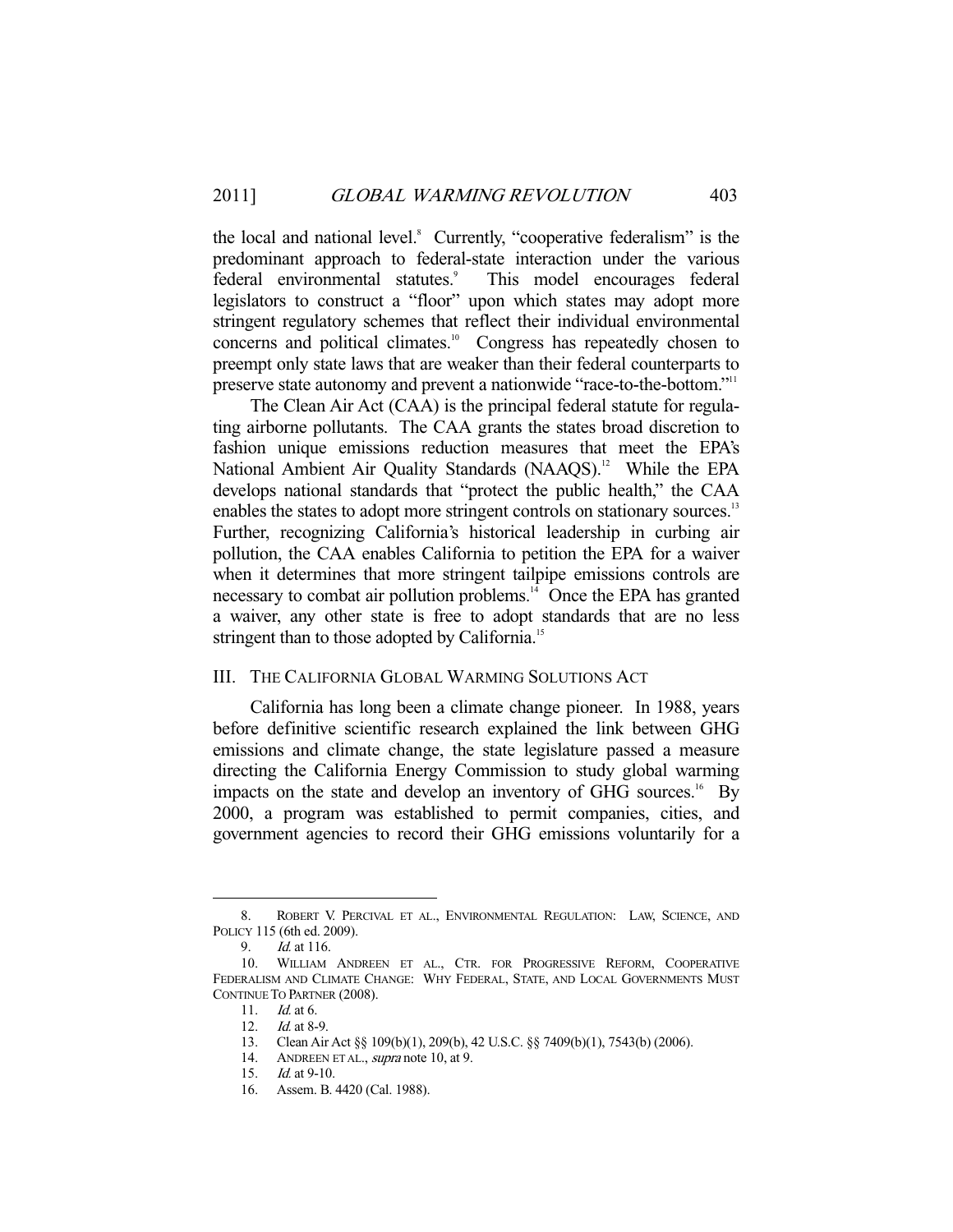the local and national level.[8] Currently, "cooperative federalism" is the predominant approach to federal-state interaction under the various federal environmental statutes.[9] This model encourages federal legislators to construct a "floor" upon which states may adopt more stringent regulatory schemes that reflect their individual environmental concerns and political climates.[10] Congress has repeatedly chosen to preempt only state laws that are weaker than their federal counterparts to preserve state autonomy and prevent a nationwide "race-to-the-bottom."[11]

The Clean Air Act (CAA) is the principal federal statute for regulating airborne pollutants. The CAA grants the states broad discretion to fashion unique emissions reduction measures that meet the EPA's National Ambient Air Quality Standards (NAAQS).[12] While the EPA develops national standards that "protect the public health," the CAA enables the states to adopt more stringent controls on stationary sources.[13] Further, recognizing California's historical leadership in curbing air pollution, the CAA enables California to petition the EPA for a waiver when it determines that more stringent tailpipe emissions controls are necessary to combat air pollution problems.[14] Once the EPA has granted a waiver, any other state is free to adopt standards that are no less stringent than to those adopted by California.[15]

## III. THE CALIFORNIA GLOBAL WARMING SOLUTIONS ACT

California has long been a climate change pioneer. In 1988, years before definitive scientific research explained the link between GHG emissions and climate change, the state legislature passed a measure directing the California Energy Commission to study global warming impacts on the state and develop an inventory of GHG sources.[16] By 2000, a program was established to permit companies, cities, and government agencies to record their GHG emissions voluntarily for a

---

8. ROBERT V. PERCIVAL ET AL., ENVIRONMENTAL REGULATION: LAW, SCIENCE, AND POLICY 115 (6th ed. 2009).

9. *Id.* at 116.

10. WILLIAM ANDREEN ET AL., CTR. FOR PROGRESSIVE REFORM, COOPERATIVE FEDERALISM AND CLIMATE CHANGE: WHY FEDERAL, STATE, AND LOCAL GOVERNMENTS MUST CONTINUE TO PARTNER (2008).

11. *Id.* at 6.

12. *Id.* at 8-9.

13. Clean Air Act §§ 109(b)(1), 209(b), 42 U.S.C. §§ 7409(b)(1), 7543(b) (2006).

14. ANDREEN ET AL., *supra* note 10, at 9.

15. *Id.* at 9-10.

16. Assem. B. 4420 (Cal. 1988).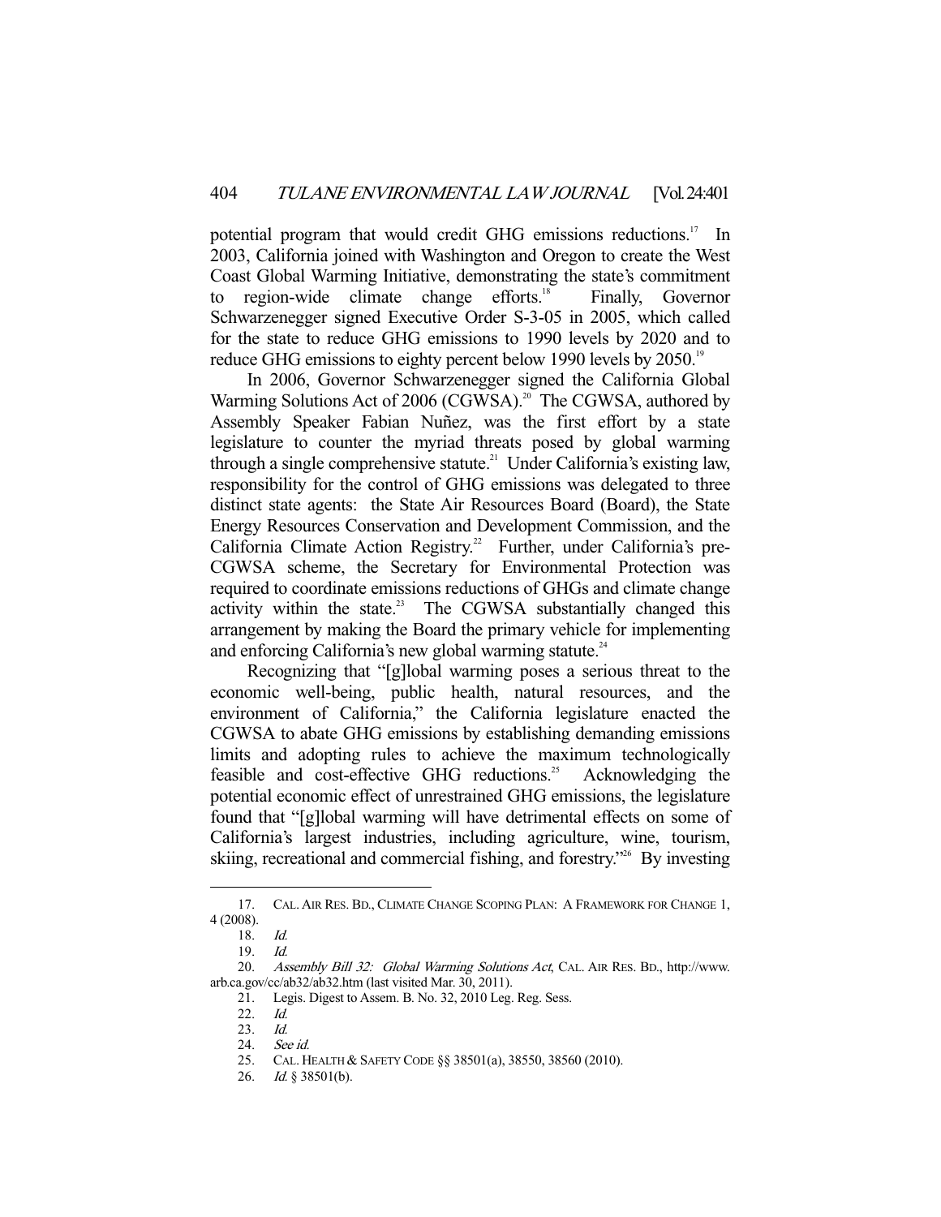potential program that would credit GHG emissions reductions.[17] In 2003, California joined with Washington and Oregon to create the West Coast Global Warming Initiative, demonstrating the state's commitment to region-wide climate change efforts.[18] Finally, Governor Schwarzenegger signed Executive Order S-3-05 in 2005, which called for the state to reduce GHG emissions to 1990 levels by 2020 and to reduce GHG emissions to eighty percent below 1990 levels by 2050.[19]

In 2006, Governor Schwarzenegger signed the California Global Warming Solutions Act of 2006 (CGWSA).[20] The CGWSA, authored by Assembly Speaker Fabian Nuñez, was the first effort by a state legislature to counter the myriad threats posed by global warming through a single comprehensive statute.[21] Under California's existing law, responsibility for the control of GHG emissions was delegated to three distinct state agents: the State Air Resources Board (Board), the State Energy Resources Conservation and Development Commission, and the California Climate Action Registry.[22] Further, under California's pre-CGWSA scheme, the Secretary for Environmental Protection was required to coordinate emissions reductions of GHGs and climate change activity within the state.[23] The CGWSA substantially changed this arrangement by making the Board the primary vehicle for implementing and enforcing California's new global warming statute.[24]

Recognizing that "[g]lobal warming poses a serious threat to the economic well-being, public health, natural resources, and the environment of California," the California legislature enacted the CGWSA to abate GHG emissions by establishing demanding emissions limits and adopting rules to achieve the maximum technologically feasible and cost-effective GHG reductions.[25] Acknowledging the potential economic effect of unrestrained GHG emissions, the legislature found that "[g]lobal warming will have detrimental effects on some of California's largest industries, including agriculture, wine, tourism, skiing, recreational and commercial fishing, and forestry."[26] By investing

---

17. CAL. AIR RES. BD., CLIMATE CHANGE SCOPING PLAN: A FRAMEWORK FOR CHANGE 1, 4 (2008).

18. *Id.*

19. *Id.*

20. *Assembly Bill 32: Global Warming Solutions Act*, CAL. AIR RES. BD., http://www.arb.ca.gov/cc/ab32/ab32.htm (last visited Mar. 30, 2011).

21. Legis. Digest to Assem. B. No. 32, 2010 Leg. Reg. Sess.

22. *Id.*

23. *Id.*

24. *See id.*

25. CAL. HEALTH & SAFETY CODE §§ 38501(a), 38550, 38560 (2010).

26. *Id.* § 38501(b).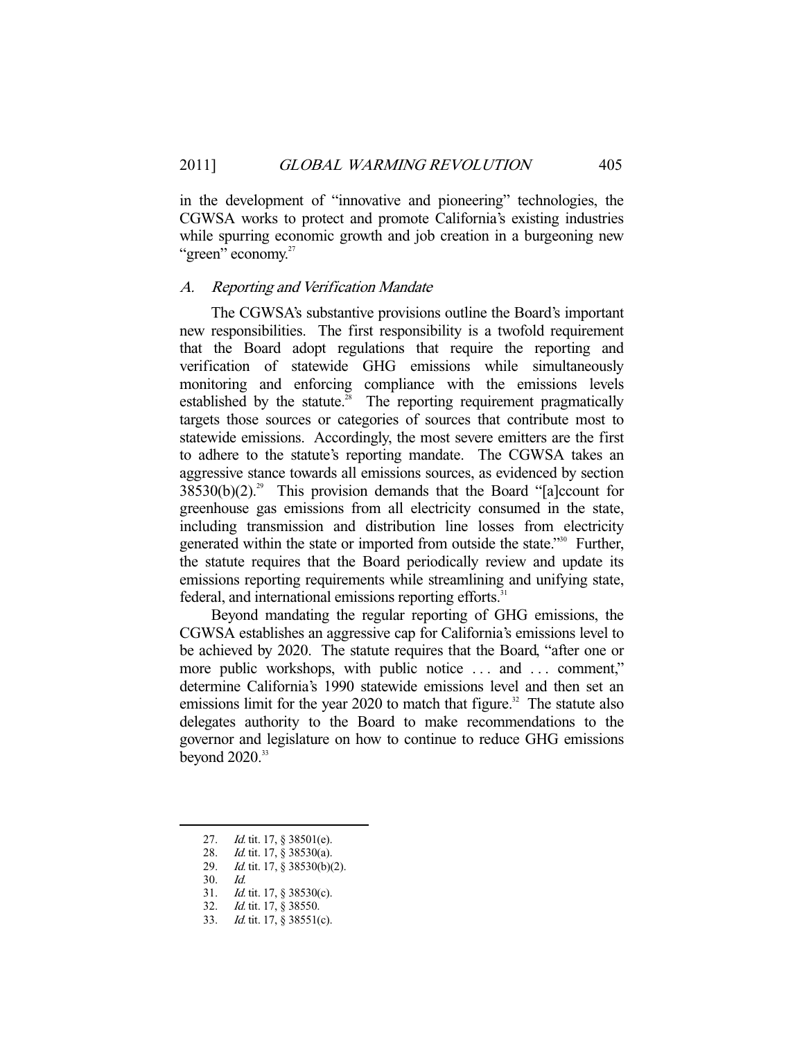in the development of "innovative and pioneering" technologies, the CGWSA works to protect and promote California's existing industries while spurring economic growth and job creation in a burgeoning new "green" economy.[27]

### *A. Reporting and Verification Mandate*

The CGWSA's substantive provisions outline the Board's important new responsibilities. The first responsibility is a twofold requirement that the Board adopt regulations that require the reporting and verification of statewide GHG emissions while simultaneously monitoring and enforcing compliance with the emissions levels established by the statute.[28] The reporting requirement pragmatically targets those sources or categories of sources that contribute most to statewide emissions. Accordingly, the most severe emitters are the first to adhere to the statute's reporting mandate. The CGWSA takes an aggressive stance towards all emissions sources, as evidenced by section 38530(b)(2).[29] This provision demands that the Board "[a]ccount for greenhouse gas emissions from all electricity consumed in the state, including transmission and distribution line losses from electricity generated within the state or imported from outside the state."[30] Further, the statute requires that the Board periodically review and update its emissions reporting requirements while streamlining and unifying state, federal, and international emissions reporting efforts.[31]

Beyond mandating the regular reporting of GHG emissions, the CGWSA establishes an aggressive cap for California's emissions level to be achieved by 2020. The statute requires that the Board, "after one or more public workshops, with public notice . . . and . . . comment," determine California's 1990 statewide emissions level and then set an emissions limit for the year 2020 to match that figure.[32] The statute also delegates authority to the Board to make recommendations to the governor and legislature on how to continue to reduce GHG emissions beyond 2020.[33]

---

27. *Id.* tit. 17, § 38501(e).
28. *Id.* tit. 17, § 38530(a).
29. *Id.* tit. 17, § 38530(b)(2).
30. *Id.*
31. *Id.* tit. 17, § 38530(c).
32. *Id.* tit. 17, § 38550.
33. *Id.* tit. 17, § 38551(c).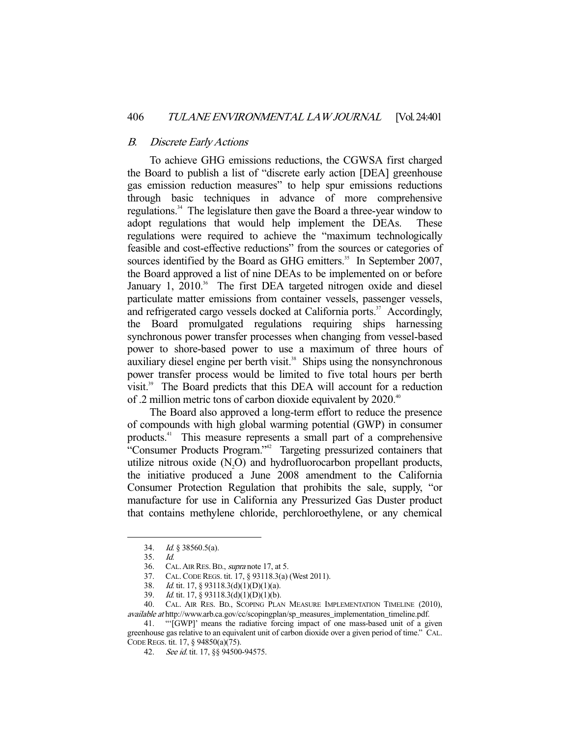## *B. Discrete Early Actions*

To achieve GHG emissions reductions, the CGWSA first charged the Board to publish a list of "discrete early action [DEA] greenhouse gas emission reduction measures" to help spur emissions reductions through basic techniques in advance of more comprehensive regulations.[34] The legislature then gave the Board a three-year window to adopt regulations that would help implement the DEAs. These regulations were required to achieve the "maximum technologically feasible and cost-effective reductions" from the sources or categories of sources identified by the Board as GHG emitters.[35] In September 2007, the Board approved a list of nine DEAs to be implemented on or before January 1, 2010.[36] The first DEA targeted nitrogen oxide and diesel particulate matter emissions from container vessels, passenger vessels, and refrigerated cargo vessels docked at California ports.[37] Accordingly, the Board promulgated regulations requiring ships harnessing synchronous power transfer processes when changing from vessel-based power to shore-based power to use a maximum of three hours of auxiliary diesel engine per berth visit.[38] Ships using the nonsynchronous power transfer process would be limited to five total hours per berth visit.[39] The Board predicts that this DEA will account for a reduction of .2 million metric tons of carbon dioxide equivalent by 2020.[40]

The Board also approved a long-term effort to reduce the presence of compounds with high global warming potential (GWP) in consumer products.[41] This measure represents a small part of a comprehensive "Consumer Products Program."[42] Targeting pressurized containers that utilize nitrous oxide ($N_2O$) and hydrofluorocarbon propellant products, the initiative produced a June 2008 amendment to the California Consumer Protection Regulation that prohibits the sale, supply, "or manufacture for use in California any Pressurized Gas Duster product that contains methylene chloride, perchloroethylene, or any chemical

---

34. *Id.* § 38560.5(a).

35. *Id.*

36. CAL. AIR RES. BD., *supra* note 17, at 5.

37. CAL. CODE REGS. tit. 17, § 93118.3(a) (West 2011).

38. *Id.* tit. 17, § 93118.3(d)(1)(D)(1)(a).

39. *Id.* tit. 17, § 93118.3(d)(1)(D)(1)(b).

40. CAL. AIR RES. BD., SCOPING PLAN MEASURE IMPLEMENTATION TIMELINE (2010), *available at* http://www.arb.ca.gov/cc/scopingplan/sp_measures_implementation_timeline.pdf.

41. "'[GWP]' means the radiative forcing impact of one mass-based unit of a given greenhouse gas relative to an equivalent unit of carbon dioxide over a given period of time." CAL. CODE REGS. tit. 17, § 94850(a)(75).

42. *See id.* tit. 17, §§ 94500-94575.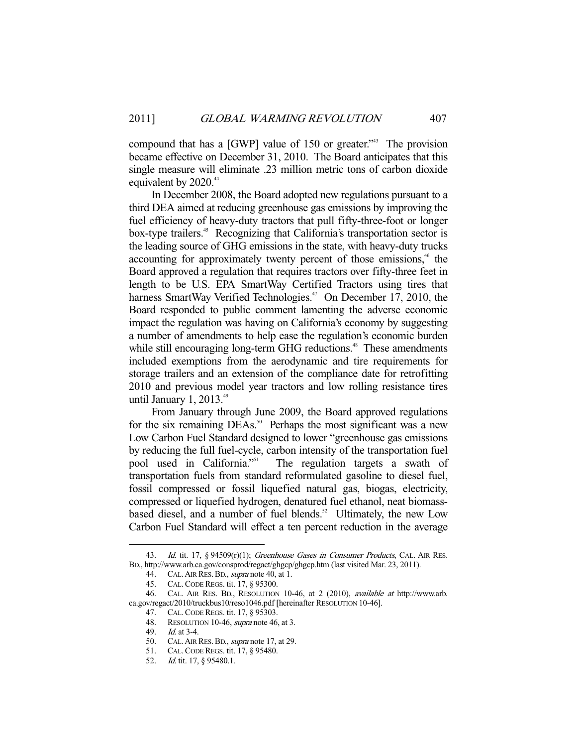compound that has a [GWP] value of 150 or greater."[43] The provision became effective on December 31, 2010. The Board anticipates that this single measure will eliminate .23 million metric tons of carbon dioxide equivalent by 2020.[44]

In December 2008, the Board adopted new regulations pursuant to a third DEA aimed at reducing greenhouse gas emissions by improving the fuel efficiency of heavy-duty tractors that pull fifty-three-foot or longer box-type trailers.[45] Recognizing that California's transportation sector is the leading source of GHG emissions in the state, with heavy-duty trucks accounting for approximately twenty percent of those emissions,[46] the Board approved a regulation that requires tractors over fifty-three feet in length to be U.S. EPA SmartWay Certified Tractors using tires that harness SmartWay Verified Technologies.[47] On December 17, 2010, the Board responded to public comment lamenting the adverse economic impact the regulation was having on California's economy by suggesting a number of amendments to help ease the regulation's economic burden while still encouraging long-term GHG reductions.[48] These amendments included exemptions from the aerodynamic and tire requirements for storage trailers and an extension of the compliance date for retrofitting 2010 and previous model year tractors and low rolling resistance tires until January 1, 2013.[49]

From January through June 2009, the Board approved regulations for the six remaining DEAs.[50] Perhaps the most significant was a new Low Carbon Fuel Standard designed to lower "greenhouse gas emissions by reducing the full fuel-cycle, carbon intensity of the transportation fuel pool used in California."[51] The regulation targets a swath of transportation fuels from standard reformulated gasoline to diesel fuel, fossil compressed or fossil liquefied natural gas, biogas, electricity, compressed or liquefied hydrogen, denatured fuel ethanol, neat biomass-based diesel, and a number of fuel blends.[52] Ultimately, the new Low Carbon Fuel Standard will effect a ten percent reduction in the average

---

43. *Id.* tit. 17, § 94509(r)(1); *Greenhouse Gases in Consumer Products*, CAL. AIR RES. BD., http://www.arb.ca.gov/consprod/regact/ghgcp/ghgcp.htm (last visited Mar. 23, 2011).

44. CAL. AIR RES. BD., *supra* note 40, at 1.

45. CAL. CODE REGS. tit. 17, § 95300.

46. CAL. AIR RES. BD., RESOLUTION 10-46, at 2 (2010), *available at* http://www.arb.ca.gov/regact/2010/truckbus10/reso1046.pdf [hereinafter RESOLUTION 10-46].

47. CAL. CODE REGS. tit. 17, § 95303.

48. RESOLUTION 10-46, *supra* note 46, at 3.

49. *Id.* at 3-4.

50. CAL. AIR RES. BD., *supra* note 17, at 29.

51. CAL. CODE REGS. tit. 17, § 95480.

52. *Id.* tit. 17, § 95480.1.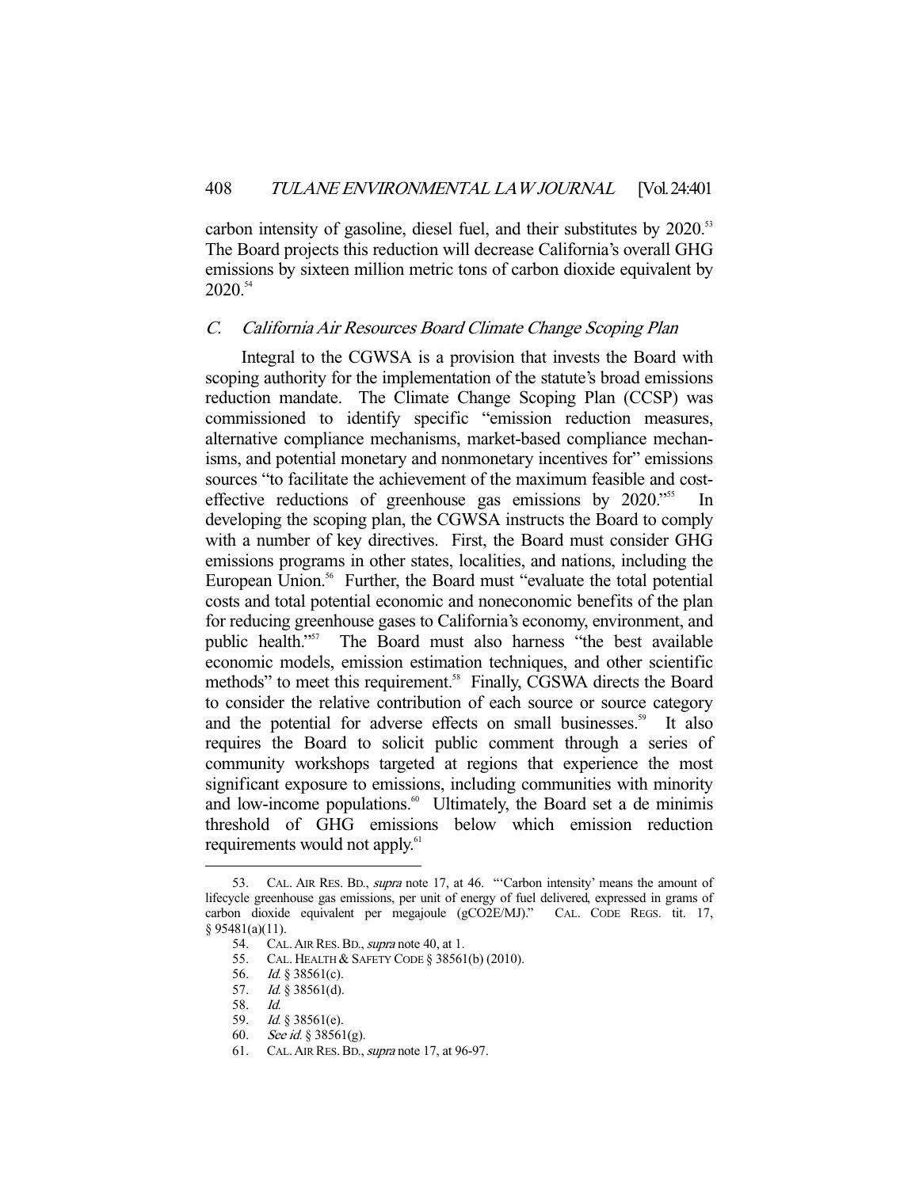carbon intensity of gasoline, diesel fuel, and their substitutes by 2020.[53] The Board projects this reduction will decrease California's overall GHG emissions by sixteen million metric tons of carbon dioxide equivalent by 2020.[54]

### *C. California Air Resources Board Climate Change Scoping Plan*

Integral to the CGWSA is a provision that invests the Board with scoping authority for the implementation of the statute's broad emissions reduction mandate. The Climate Change Scoping Plan (CCSP) was commissioned to identify specific "emission reduction measures, alternative compliance mechanisms, market-based compliance mechanisms, and potential monetary and nonmonetary incentives for" emissions sources "to facilitate the achievement of the maximum feasible and cost-effective reductions of greenhouse gas emissions by 2020."[55] In developing the scoping plan, the CGWSA instructs the Board to comply with a number of key directives. First, the Board must consider GHG emissions programs in other states, localities, and nations, including the European Union.[56] Further, the Board must "evaluate the total potential costs and total potential economic and noneconomic benefits of the plan for reducing greenhouse gases to California's economy, environment, and public health."[57] The Board must also harness "the best available economic models, emission estimation techniques, and other scientific methods" to meet this requirement.[58] Finally, CGSWA directs the Board to consider the relative contribution of each source or source category and the potential for adverse effects on small businesses.[59] It also requires the Board to solicit public comment through a series of community workshops targeted at regions that experience the most significant exposure to emissions, including communities with minority and low-income populations.[60] Ultimately, the Board set a de minimis threshold of GHG emissions below which emission reduction requirements would not apply.[61]

---

53. CAL. AIR RES. BD., *supra* note 17, at 46. "'Carbon intensity' means the amount of lifecycle greenhouse gas emissions, per unit of energy of fuel delivered, expressed in grams of carbon dioxide equivalent per megajoule (gCO2E/MJ)." CAL. CODE REGS. tit. 17, § 95481(a)(11).

54. CAL. AIR RES. BD., *supra* note 40, at 1.

55. CAL. HEALTH & SAFETY CODE § 38561(b) (2010).

56. *Id.* § 38561(c).

57. *Id.* § 38561(d).

58. *Id.*

59. *Id.* § 38561(e).

60. *See id.* § 38561(g).

61. CAL. AIR RES. BD., *supra* note 17, at 96-97.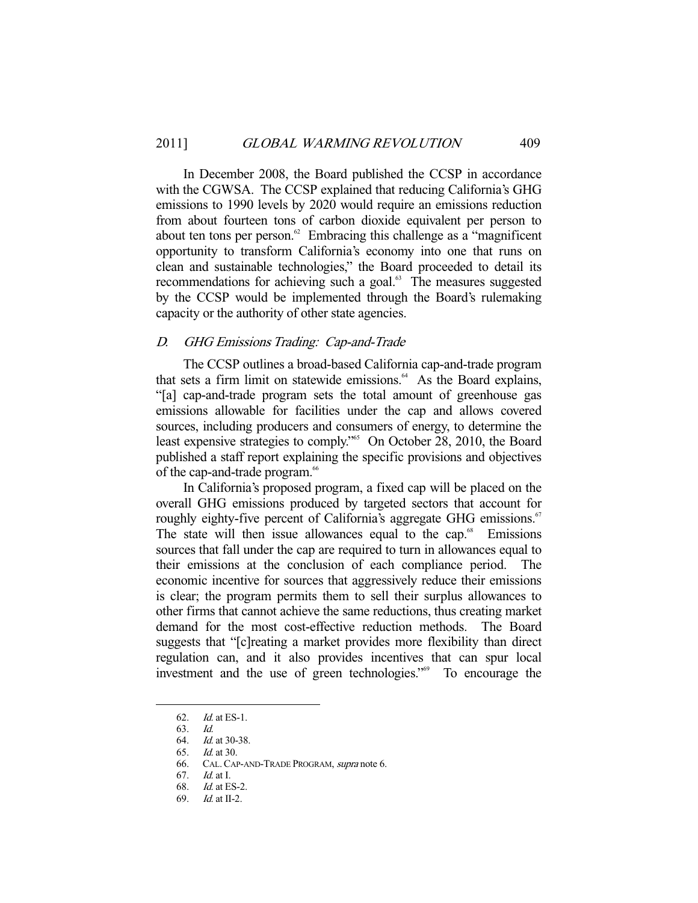In December 2008, the Board published the CCSP in accordance with the CGWSA. The CCSP explained that reducing California's GHG emissions to 1990 levels by 2020 would require an emissions reduction from about fourteen tons of carbon dioxide equivalent per person to about ten tons per person.[62] Embracing this challenge as a "magnificent opportunity to transform California's economy into one that runs on clean and sustainable technologies," the Board proceeded to detail its recommendations for achieving such a goal.[63] The measures suggested by the CCSP would be implemented through the Board's rulemaking capacity or the authority of other state agencies.

### *D. GHG Emissions Trading: Cap-and-Trade*

The CCSP outlines a broad-based California cap-and-trade program that sets a firm limit on statewide emissions.[64] As the Board explains, "[a] cap-and-trade program sets the total amount of greenhouse gas emissions allowable for facilities under the cap and allows covered sources, including producers and consumers of energy, to determine the least expensive strategies to comply."[65] On October 28, 2010, the Board published a staff report explaining the specific provisions and objectives of the cap-and-trade program.[66]

In California's proposed program, a fixed cap will be placed on the overall GHG emissions produced by targeted sectors that account for roughly eighty-five percent of California's aggregate GHG emissions.[67] The state will then issue allowances equal to the cap.[68] Emissions sources that fall under the cap are required to turn in allowances equal to their emissions at the conclusion of each compliance period. The economic incentive for sources that aggressively reduce their emissions is clear; the program permits them to sell their surplus allowances to other firms that cannot achieve the same reductions, thus creating market demand for the most cost-effective reduction methods. The Board suggests that "[c]reating a market provides more flexibility than direct regulation can, and it also provides incentives that can spur local investment and the use of green technologies."[69] To encourage the

---

62. *Id.* at ES-1.

63. *Id.*

64. *Id.* at 30-38.

65. *Id.* at 30.

66. CAL. CAP-AND-TRADE PROGRAM, *supra* note 6.

67. *Id.* at I.

68. *Id.* at ES-2.

69. *Id.* at II-2.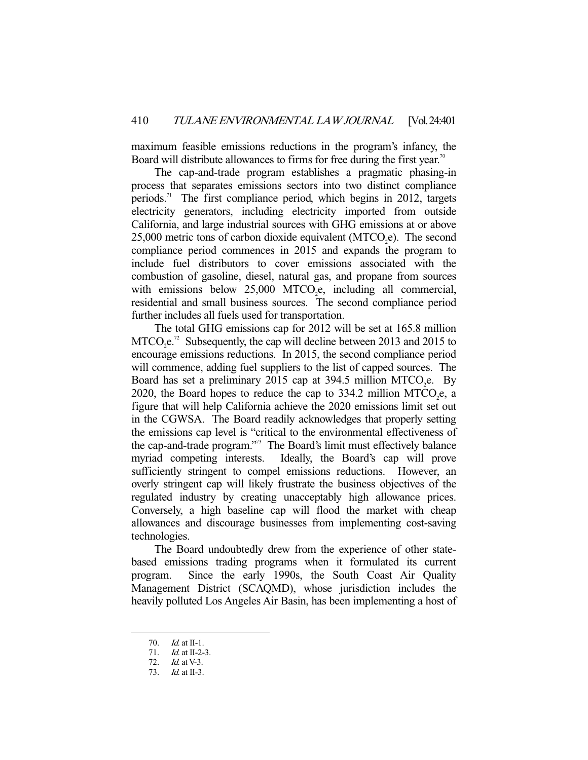maximum feasible emissions reductions in the program's infancy, the Board will distribute allowances to firms for free during the first year.[70]

The cap-and-trade program establishes a pragmatic phasing-in process that separates emissions sectors into two distinct compliance periods.[71] The first compliance period, which begins in 2012, targets electricity generators, including electricity imported from outside California, and large industrial sources with GHG emissions at or above 25,000 metric tons of carbon dioxide equivalent ($MTCO_2e$). The second compliance period commences in 2015 and expands the program to include fuel distributors to cover emissions associated with the combustion of gasoline, diesel, natural gas, and propane from sources with emissions below 25,000 $MTCO_2e$, including all commercial, residential and small business sources. The second compliance period further includes all fuels used for transportation.

The total GHG emissions cap for 2012 will be set at 165.8 million $MTCO_2e$.[72] Subsequently, the cap will decline between 2013 and 2015 to encourage emissions reductions. In 2015, the second compliance period will commence, adding fuel suppliers to the list of capped sources. The Board has set a preliminary 2015 cap at 394.5 million $MTCO_2e$. By 2020, the Board hopes to reduce the cap to 334.2 million $MTCO_2e$, a figure that will help California achieve the 2020 emissions limit set out in the CGWSA. The Board readily acknowledges that properly setting the emissions cap level is "critical to the environmental effectiveness of the cap-and-trade program."[73] The Board's limit must effectively balance myriad competing interests. Ideally, the Board's cap will prove sufficiently stringent to compel emissions reductions. However, an overly stringent cap will likely frustrate the business objectives of the regulated industry by creating unacceptably high allowance prices. Conversely, a high baseline cap will flood the market with cheap allowances and discourage businesses from implementing cost-saving technologies.

The Board undoubtedly drew from the experience of other state-based emissions trading programs when it formulated its current program. Since the early 1990s, the South Coast Air Quality Management District (SCAQMD), whose jurisdiction includes the heavily polluted Los Angeles Air Basin, has been implementing a host of

---

70. *Id.* at II-1.

71. *Id.* at II-2-3.

72. *Id.* at V-3.

73. *Id.* at II-3.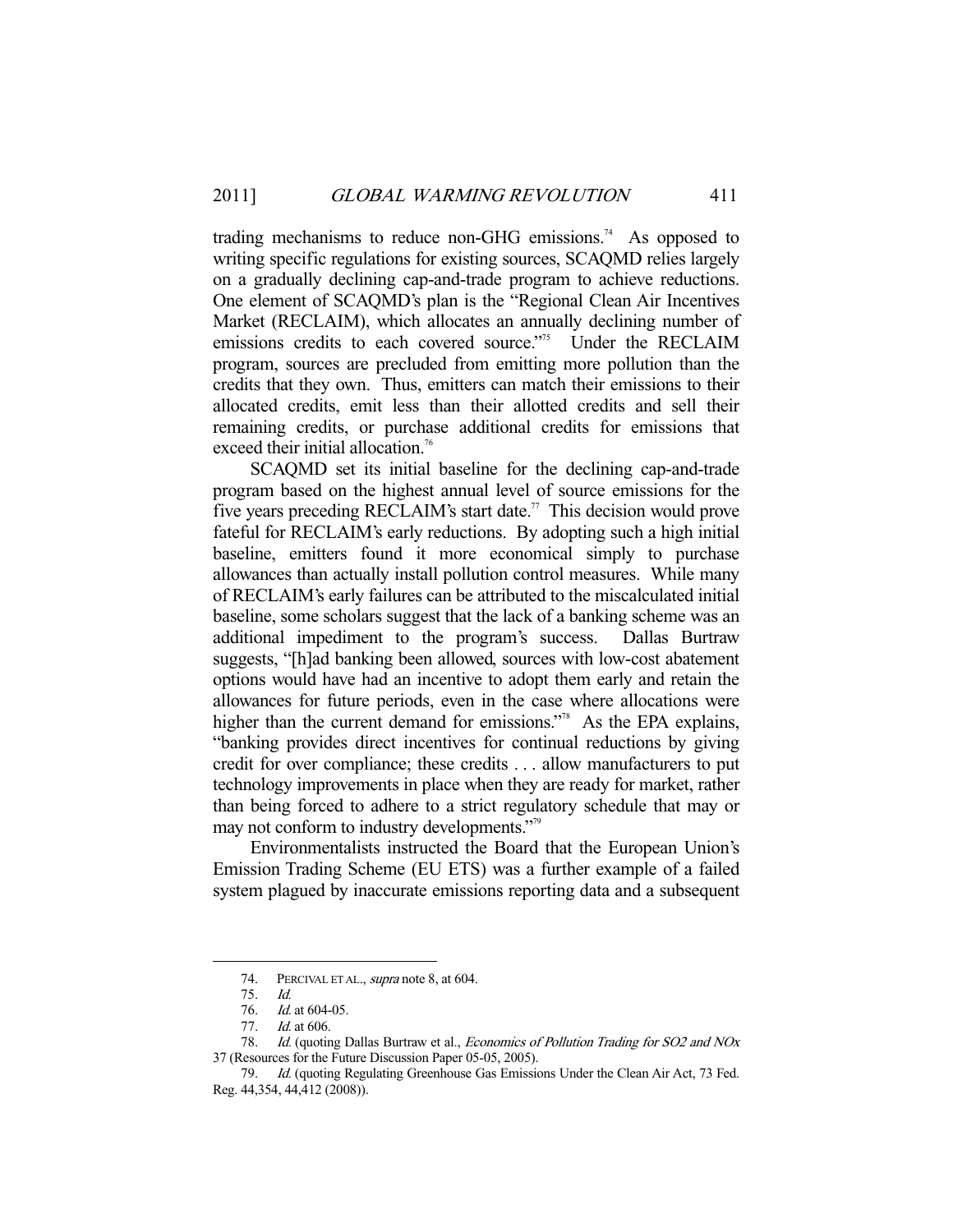trading mechanisms to reduce non-GHG emissions.[74] As opposed to writing specific regulations for existing sources, SCAQMD relies largely on a gradually declining cap-and-trade program to achieve reductions. One element of SCAQMD's plan is the "Regional Clean Air Incentives Market (RECLAIM), which allocates an annually declining number of emissions credits to each covered source."[75] Under the RECLAIM program, sources are precluded from emitting more pollution than the credits that they own. Thus, emitters can match their emissions to their allocated credits, emit less than their allotted credits and sell their remaining credits, or purchase additional credits for emissions that exceed their initial allocation.[76]

SCAQMD set its initial baseline for the declining cap-and-trade program based on the highest annual level of source emissions for the five years preceding RECLAIM's start date.[77] This decision would prove fateful for RECLAIM's early reductions. By adopting such a high initial baseline, emitters found it more economical simply to purchase allowances than actually install pollution control measures. While many of RECLAIM's early failures can be attributed to the miscalculated initial baseline, some scholars suggest that the lack of a banking scheme was an additional impediment to the program's success. Dallas Burtraw suggests, "[h]ad banking been allowed, sources with low-cost abatement options would have had an incentive to adopt them early and retain the allowances for future periods, even in the case where allocations were higher than the current demand for emissions."[78] As the EPA explains, "banking provides direct incentives for continual reductions by giving credit for over compliance; these credits . . . allow manufacturers to put technology improvements in place when they are ready for market, rather than being forced to adhere to a strict regulatory schedule that may or may not conform to industry developments."[79]

Environmentalists instructed the Board that the European Union's Emission Trading Scheme (EU ETS) was a further example of a failed system plagued by inaccurate emissions reporting data and a subsequent

---

74. PERCIVAL ET AL., *supra* note 8, at 604.

75. *Id.*

76. *Id.* at 604-05.

77. *Id.* at 606.

78. *Id.* (quoting Dallas Burtraw et al., *Economics of Pollution Trading for SO2 and NOx* 37 (Resources for the Future Discussion Paper 05-05, 2005).

79. *Id.* (quoting Regulating Greenhouse Gas Emissions Under the Clean Air Act, 73 Fed. Reg. 44,354, 44,412 (2008)).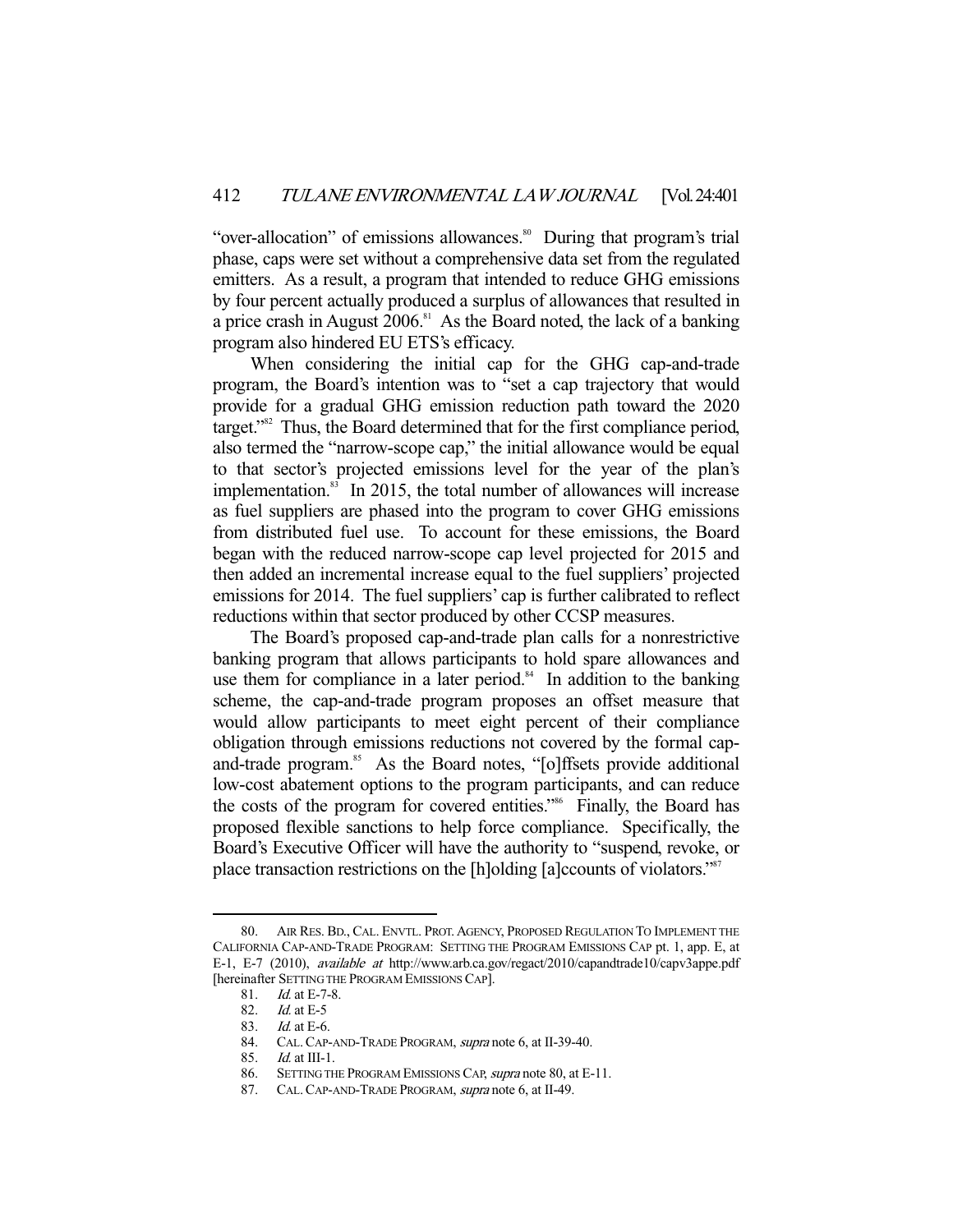"over-allocation" of emissions allowances.[80] During that program's trial phase, caps were set without a comprehensive data set from the regulated emitters. As a result, a program that intended to reduce GHG emissions by four percent actually produced a surplus of allowances that resulted in a price crash in August 2006.[81] As the Board noted, the lack of a banking program also hindered EU ETS's efficacy.

When considering the initial cap for the GHG cap-and-trade program, the Board's intention was to "set a cap trajectory that would provide for a gradual GHG emission reduction path toward the 2020 target."[82] Thus, the Board determined that for the first compliance period, also termed the "narrow-scope cap," the initial allowance would be equal to that sector's projected emissions level for the year of the plan's implementation.[83] In 2015, the total number of allowances will increase as fuel suppliers are phased into the program to cover GHG emissions from distributed fuel use. To account for these emissions, the Board began with the reduced narrow-scope cap level projected for 2015 and then added an incremental increase equal to the fuel suppliers' projected emissions for 2014. The fuel suppliers' cap is further calibrated to reflect reductions within that sector produced by other CCSP measures.

The Board's proposed cap-and-trade plan calls for a nonrestrictive banking program that allows participants to hold spare allowances and use them for compliance in a later period.[84] In addition to the banking scheme, the cap-and-trade program proposes an offset measure that would allow participants to meet eight percent of their compliance obligation through emissions reductions not covered by the formal cap-and-trade program.[85] As the Board notes, "[o]ffsets provide additional low-cost abatement options to the program participants, and can reduce the costs of the program for covered entities."[86] Finally, the Board has proposed flexible sanctions to help force compliance. Specifically, the Board's Executive Officer will have the authority to "suspend, revoke, or place transaction restrictions on the [h]olding [a]ccounts of violators."[87]

---

80. AIR RES. BD., CAL. ENVTL. PROT. AGENCY, PROPOSED REGULATION TO IMPLEMENT THE CALIFORNIA CAP-AND-TRADE PROGRAM: SETTING THE PROGRAM EMISSIONS CAP pt. 1, app. E, at E-1, E-7 (2010), *available at* http://www.arb.ca.gov/regact/2010/capandtrade10/capv3appe.pdf [hereinafter SETTING THE PROGRAM EMISSIONS CAP].

81. *Id.* at E-7-8.

82. *Id.* at E-5

83. *Id.* at E-6.

84. CAL. CAP-AND-TRADE PROGRAM, *supra* note 6, at II-39-40.

85. *Id.* at III-1.

86. SETTING THE PROGRAM EMISSIONS CAP, *supra* note 80, at E-11.

87. CAL. CAP-AND-TRADE PROGRAM, *supra* note 6, at II-49.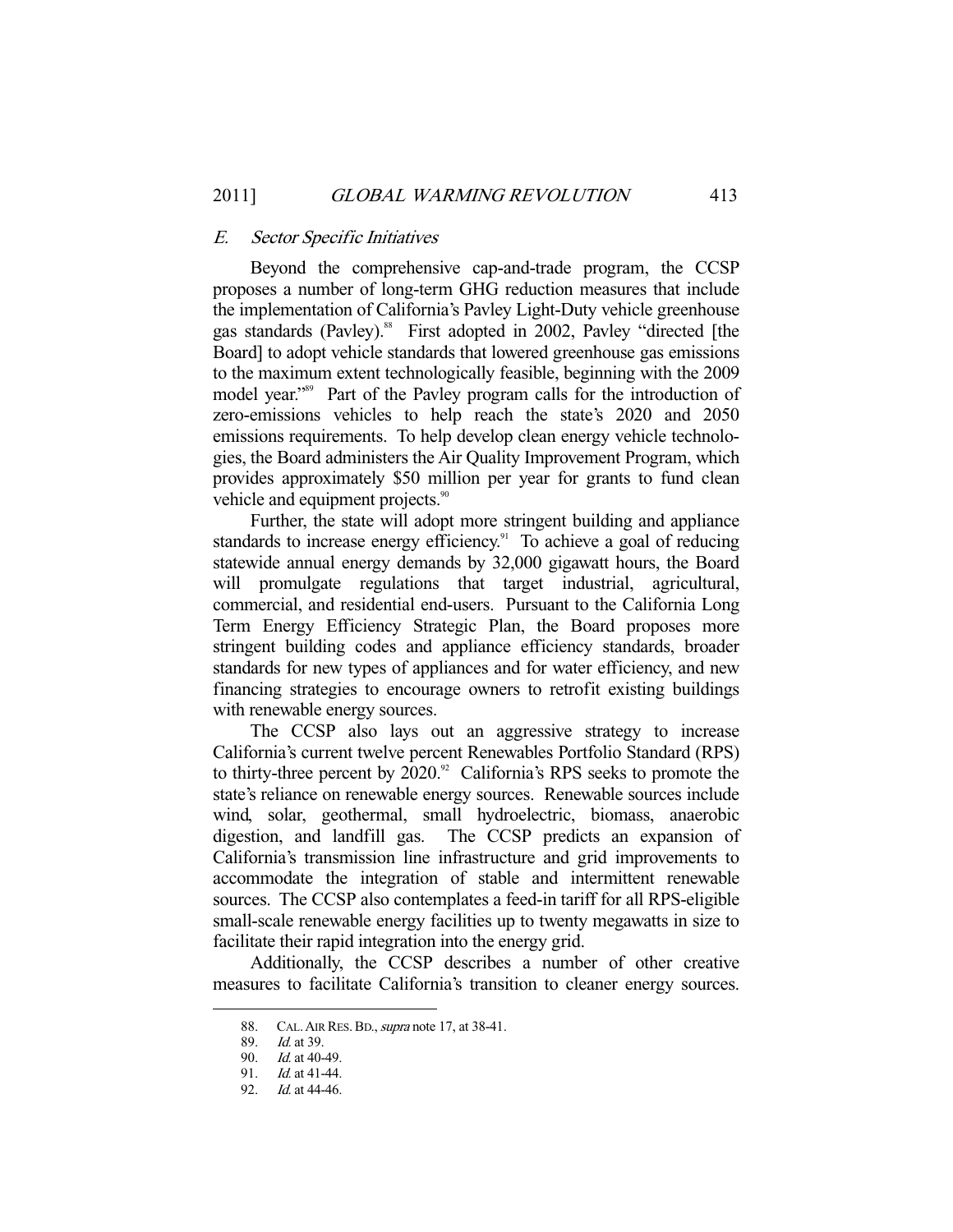### E. *Sector Specific Initiatives*

Beyond the comprehensive cap-and-trade program, the CCSP proposes a number of long-term GHG reduction measures that include the implementation of California's Pavley Light-Duty vehicle greenhouse gas standards (Pavley).[88] First adopted in 2002, Pavley "directed [the Board] to adopt vehicle standards that lowered greenhouse gas emissions to the maximum extent technologically feasible, beginning with the 2009 model year."[89] Part of the Pavley program calls for the introduction of zero-emissions vehicles to help reach the state's 2020 and 2050 emissions requirements. To help develop clean energy vehicle technologies, the Board administers the Air Quality Improvement Program, which provides approximately $50 million per year for grants to fund clean vehicle and equipment projects.[90]

Further, the state will adopt more stringent building and appliance standards to increase energy efficiency.[91] To achieve a goal of reducing statewide annual energy demands by 32,000 gigawatt hours, the Board will promulgate regulations that target industrial, agricultural, commercial, and residential end-users. Pursuant to the California Long Term Energy Efficiency Strategic Plan, the Board proposes more stringent building codes and appliance efficiency standards, broader standards for new types of appliances and for water efficiency, and new financing strategies to encourage owners to retrofit existing buildings with renewable energy sources.

The CCSP also lays out an aggressive strategy to increase California's current twelve percent Renewables Portfolio Standard (RPS) to thirty-three percent by 2020.[92] California's RPS seeks to promote the state's reliance on renewable energy sources. Renewable sources include wind, solar, geothermal, small hydroelectric, biomass, anaerobic digestion, and landfill gas. The CCSP predicts an expansion of California's transmission line infrastructure and grid improvements to accommodate the integration of stable and intermittent renewable sources. The CCSP also contemplates a feed-in tariff for all RPS-eligible small-scale renewable energy facilities up to twenty megawatts in size to facilitate their rapid integration into the energy grid.

Additionally, the CCSP describes a number of other creative measures to facilitate California's transition to cleaner energy sources.

---

88. CAL. AIR RES. BD., *supra* note 17, at 38-41.

89. *Id.* at 39.

90. *Id.* at 40-49.

91. *Id.* at 41-44.

92. *Id.* at 44-46.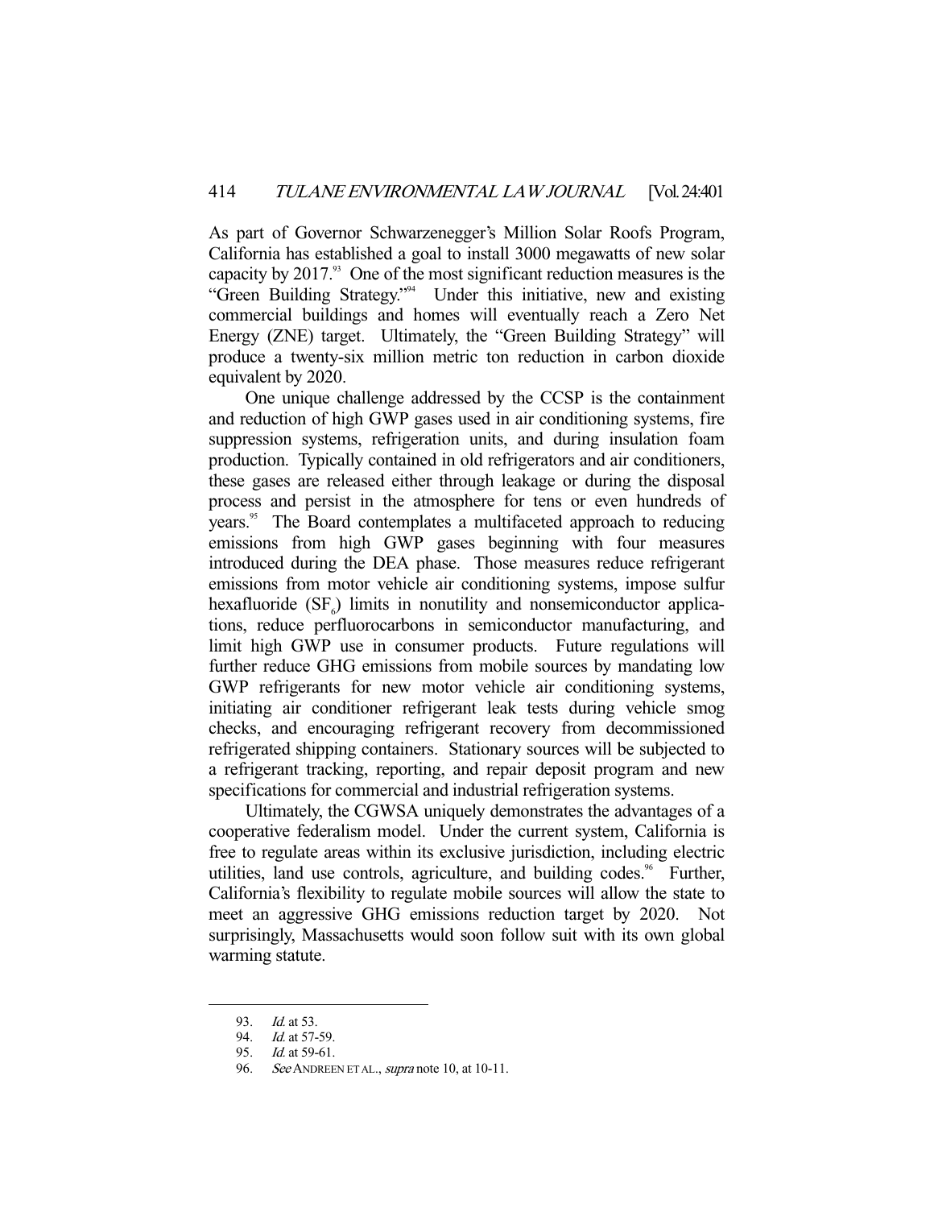As part of Governor Schwarzenegger's Million Solar Roofs Program, California has established a goal to install 3000 megawatts of new solar capacity by 2017.[93] One of the most significant reduction measures is the "Green Building Strategy."[94] Under this initiative, new and existing commercial buildings and homes will eventually reach a Zero Net Energy (ZNE) target. Ultimately, the "Green Building Strategy" will produce a twenty-six million metric ton reduction in carbon dioxide equivalent by 2020.

One unique challenge addressed by the CCSP is the containment and reduction of high GWP gases used in air conditioning systems, fire suppression systems, refrigeration units, and during insulation foam production. Typically contained in old refrigerators and air conditioners, these gases are released either through leakage or during the disposal process and persist in the atmosphere for tens or even hundreds of years.[95] The Board contemplates a multifaceted approach to reducing emissions from high GWP gases beginning with four measures introduced during the DEA phase. Those measures reduce refrigerant emissions from motor vehicle air conditioning systems, impose sulfur hexafluoride ($SF_6$) limits in nonutility and nonsemiconductor applications, reduce perfluorocarbons in semiconductor manufacturing, and limit high GWP use in consumer products. Future regulations will further reduce GHG emissions from mobile sources by mandating low GWP refrigerants for new motor vehicle air conditioning systems, initiating air conditioner refrigerant leak tests during vehicle smog checks, and encouraging refrigerant recovery from decommissioned refrigerated shipping containers. Stationary sources will be subjected to a refrigerant tracking, reporting, and repair deposit program and new specifications for commercial and industrial refrigeration systems.

Ultimately, the CGWSA uniquely demonstrates the advantages of a cooperative federalism model. Under the current system, California is free to regulate areas within its exclusive jurisdiction, including electric utilities, land use controls, agriculture, and building codes.[96] Further, California's flexibility to regulate mobile sources will allow the state to meet an aggressive GHG emissions reduction target by 2020. Not surprisingly, Massachusetts would soon follow suit with its own global warming statute.

---

93. *Id.* at 53.
94. *Id.* at 57-59.
95. *Id.* at 59-61.
96. *See* ANDREEN ET AL., *supra* note 10, at 10-11.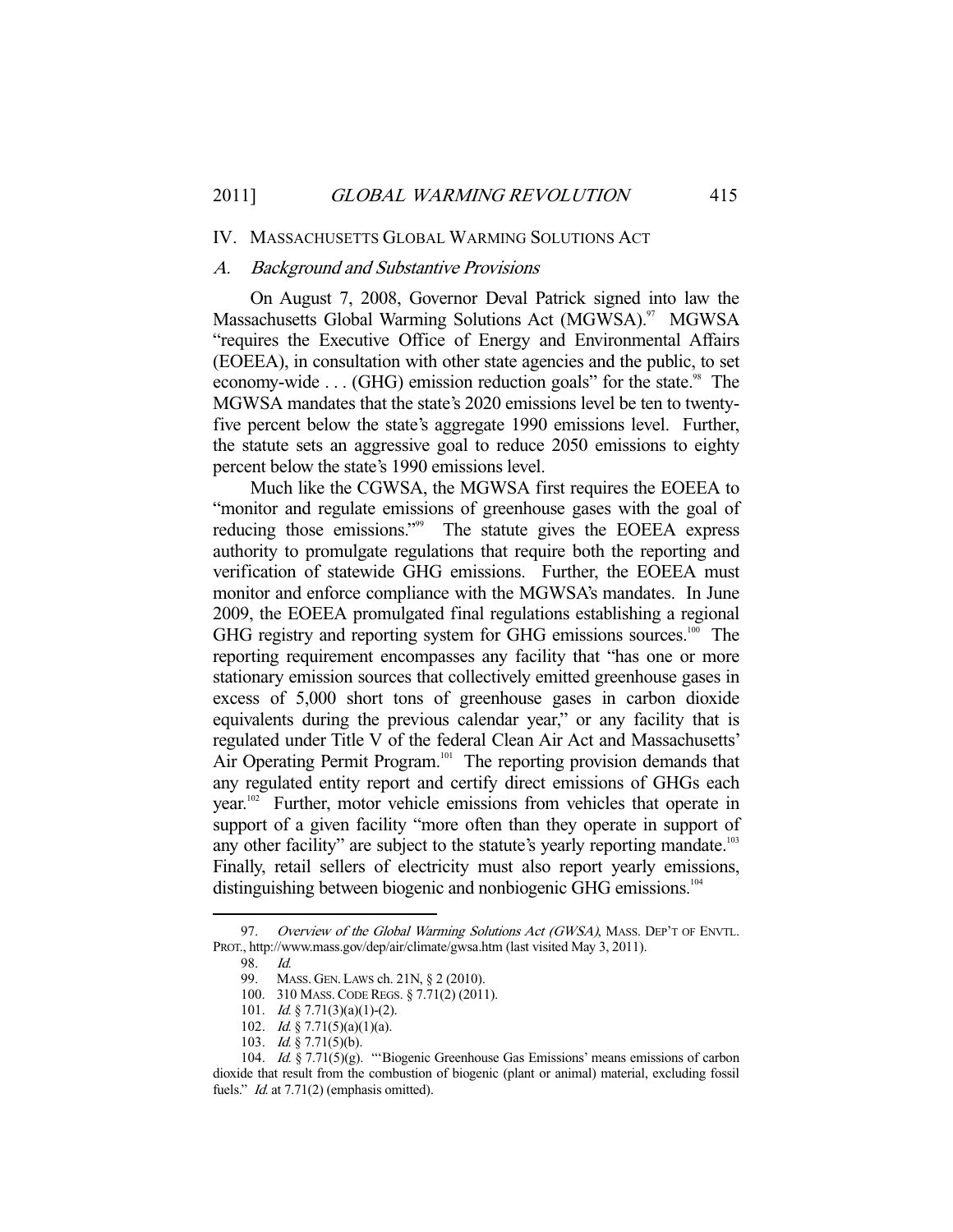## IV. MASSACHUSETTS GLOBAL WARMING SOLUTIONS ACT

### A. *Background and Substantive Provisions*

On August 7, 2008, Governor Deval Patrick signed into law the Massachusetts Global Warming Solutions Act (MGWSA).[97] MGWSA "requires the Executive Office of Energy and Environmental Affairs (EOEEA), in consultation with other state agencies and the public, to set economy-wide . . . (GHG) emission reduction goals" for the state.[98] The MGWSA mandates that the state's 2020 emissions level be ten to twenty-five percent below the state's aggregate 1990 emissions level. Further, the statute sets an aggressive goal to reduce 2050 emissions to eighty percent below the state's 1990 emissions level.

Much like the CGWSA, the MGWSA first requires the EOEEA to "monitor and regulate emissions of greenhouse gases with the goal of reducing those emissions."[99] The statute gives the EOEEA express authority to promulgate regulations that require both the reporting and verification of statewide GHG emissions. Further, the EOEEA must monitor and enforce compliance with the MGWSA's mandates. In June 2009, the EOEEA promulgated final regulations establishing a regional GHG registry and reporting system for GHG emissions sources.[100] The reporting requirement encompasses any facility that "has one or more stationary emission sources that collectively emitted greenhouse gases in excess of 5,000 short tons of greenhouse gases in carbon dioxide equivalents during the previous calendar year," or any facility that is regulated under Title V of the federal Clean Air Act and Massachusetts' Air Operating Permit Program.[101] The reporting provision demands that any regulated entity report and certify direct emissions of GHGs each year.[102] Further, motor vehicle emissions from vehicles that operate in support of a given facility "more often than they operate in support of any other facility" are subject to the statute's yearly reporting mandate.[103] Finally, retail sellers of electricity must also report yearly emissions, distinguishing between biogenic and nonbiogenic GHG emissions.[104]

---

97. *Overview of the Global Warming Solutions Act (GWSA)*, MASS. DEP'T OF ENVTL. PROT., http://www.mass.gov/dep/air/climate/gwsa.htm (last visited May 3, 2011).

98. *Id.*

99. MASS. GEN. LAWS ch. 21N, § 2 (2010).

100. 310 MASS. CODE REGS. § 7.71(2) (2011).

101. *Id.* § 7.71(3)(a)(1)-(2).

102. *Id.* § 7.71(5)(a)(1)(a).

103. *Id.* § 7.71(5)(b).

104. *Id.* § 7.71(5)(g). "'Biogenic Greenhouse Gas Emissions' means emissions of carbon dioxide that result from the combustion of biogenic (plant or animal) material, excluding fossil fuels." *Id.* at 7.71(2) (emphasis omitted).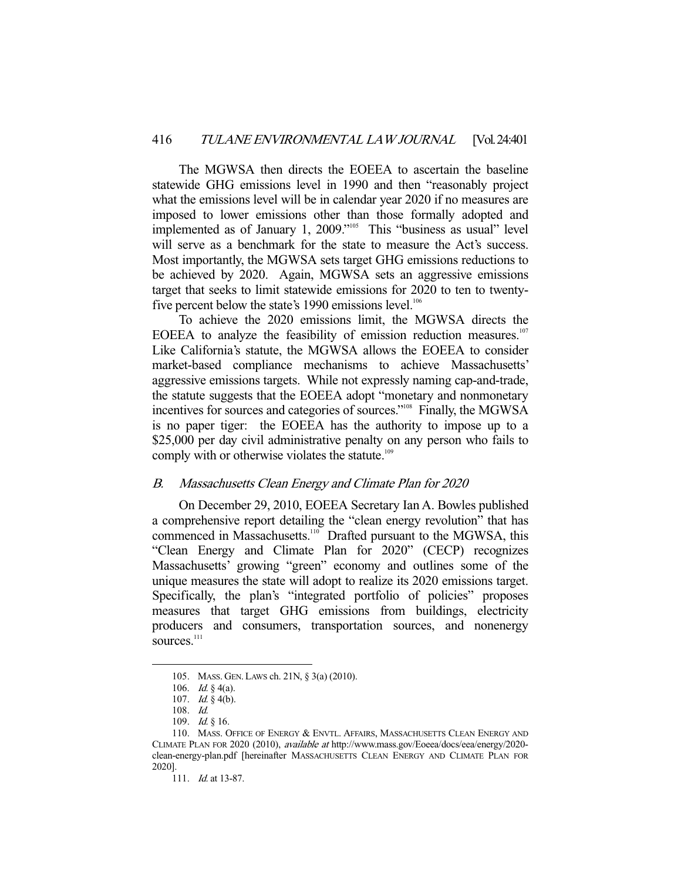The MGWSA then directs the EOEEA to ascertain the baseline statewide GHG emissions level in 1990 and then "reasonably project what the emissions level will be in calendar year 2020 if no measures are imposed to lower emissions other than those formally adopted and implemented as of January 1, 2009."[105] This "business as usual" level will serve as a benchmark for the state to measure the Act's success. Most importantly, the MGWSA sets target GHG emissions reductions to be achieved by 2020. Again, MGWSA sets an aggressive emissions target that seeks to limit statewide emissions for 2020 to ten to twenty-five percent below the state's 1990 emissions level.[106]

To achieve the 2020 emissions limit, the MGWSA directs the EOEEA to analyze the feasibility of emission reduction measures.[107] Like California's statute, the MGWSA allows the EOEEA to consider market-based compliance mechanisms to achieve Massachusetts' aggressive emissions targets. While not expressly naming cap-and-trade, the statute suggests that the EOEEA adopt "monetary and nonmonetary incentives for sources and categories of sources."[108] Finally, the MGWSA is no paper tiger: the EOEEA has the authority to impose up to a $25,000 per day civil administrative penalty on any person who fails to comply with or otherwise violates the statute.[109]

### *B. Massachusetts Clean Energy and Climate Plan for 2020*

On December 29, 2010, EOEEA Secretary Ian A. Bowles published a comprehensive report detailing the "clean energy revolution" that has commenced in Massachusetts.[110] Drafted pursuant to the MGWSA, this "Clean Energy and Climate Plan for 2020" (CECP) recognizes Massachusetts' growing "green" economy and outlines some of the unique measures the state will adopt to realize its 2020 emissions target. Specifically, the plan's "integrated portfolio of policies" proposes measures that target GHG emissions from buildings, electricity producers and consumers, transportation sources, and nonenergy sources.[111]

---

105. MASS. GEN. LAWS ch. 21N, § 3(a) (2010).

106. *Id.* § 4(a).

107. *Id.* § 4(b).

108. *Id.*

109. *Id.* § 16.

110. MASS. OFFICE OF ENERGY & ENVTL. AFFAIRS, MASSACHUSETTS CLEAN ENERGY AND CLIMATE PLAN FOR 2020 (2010), *available at* http://www.mass.gov/Eoeea/docs/eea/energy/2020-clean-energy-plan.pdf [hereinafter MASSACHUSETTS CLEAN ENERGY AND CLIMATE PLAN FOR 2020].

111. *Id.* at 13-87.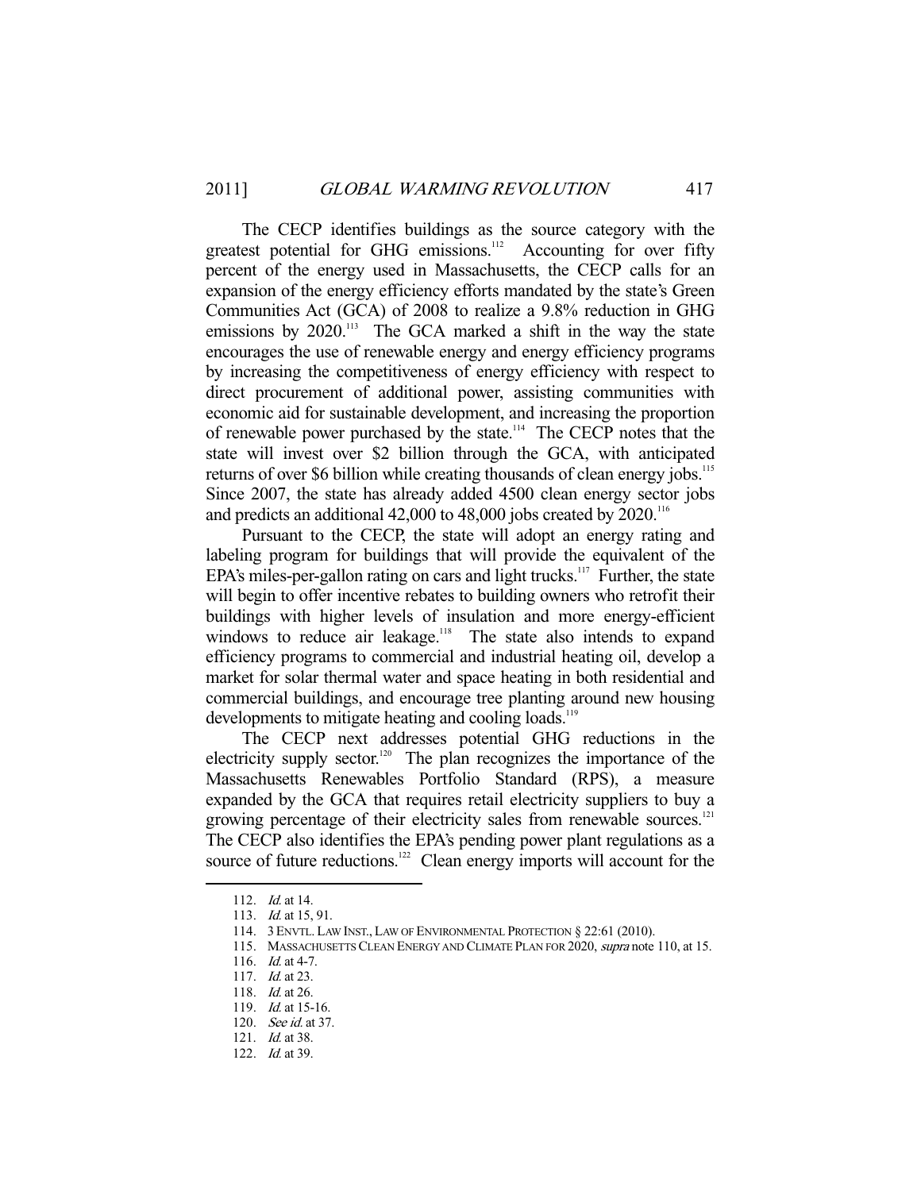The CECP identifies buildings as the source category with the greatest potential for GHG emissions.[112] Accounting for over fifty percent of the energy used in Massachusetts, the CECP calls for an expansion of the energy efficiency efforts mandated by the state's Green Communities Act (GCA) of 2008 to realize a 9.8% reduction in GHG emissions by 2020.[113] The GCA marked a shift in the way the state encourages the use of renewable energy and energy efficiency programs by increasing the competitiveness of energy efficiency with respect to direct procurement of additional power, assisting communities with economic aid for sustainable development, and increasing the proportion of renewable power purchased by the state.[114] The CECP notes that the state will invest over $2 billion through the GCA, with anticipated returns of over $6 billion while creating thousands of clean energy jobs.[115] Since 2007, the state has already added 4500 clean energy sector jobs and predicts an additional 42,000 to 48,000 jobs created by 2020.[116]

Pursuant to the CECP, the state will adopt an energy rating and labeling program for buildings that will provide the equivalent of the EPA's miles-per-gallon rating on cars and light trucks.[117] Further, the state will begin to offer incentive rebates to building owners who retrofit their buildings with higher levels of insulation and more energy-efficient windows to reduce air leakage.[118] The state also intends to expand efficiency programs to commercial and industrial heating oil, develop a market for solar thermal water and space heating in both residential and commercial buildings, and encourage tree planting around new housing developments to mitigate heating and cooling loads.[119]

The CECP next addresses potential GHG reductions in the electricity supply sector.[120] The plan recognizes the importance of the Massachusetts Renewables Portfolio Standard (RPS), a measure expanded by the GCA that requires retail electricity suppliers to buy a growing percentage of their electricity sales from renewable sources.[121] The CECP also identifies the EPA's pending power plant regulations as a source of future reductions.[122] Clean energy imports will account for the

---

112. *Id.* at 14.
113. *Id.* at 15, 91.
114. 3 ENVTL. LAW INST., LAW OF ENVIRONMENTAL PROTECTION § 22:61 (2010).
115. MASSACHUSETTS CLEAN ENERGY AND CLIMATE PLAN FOR 2020, *supra* note 110, at 15.
116. *Id.* at 4-7.
117. *Id.* at 23.
118. *Id.* at 26.
119. *Id.* at 15-16.
120. *See id.* at 37.
121. *Id.* at 38.
122. *Id.* at 39.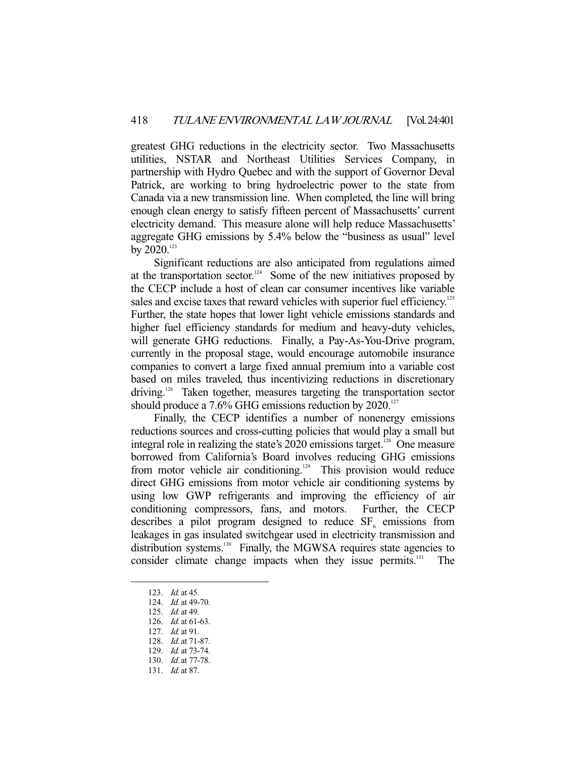greatest GHG reductions in the electricity sector. Two Massachusetts utilities, NSTAR and Northeast Utilities Services Company, in partnership with Hydro Quebec and with the support of Governor Deval Patrick, are working to bring hydroelectric power to the state from Canada via a new transmission line. When completed, the line will bring enough clean energy to satisfy fifteen percent of Massachusetts' current electricity demand. This measure alone will help reduce Massachusetts' aggregate GHG emissions by 5.4% below the "business as usual" level by 2020.[123]

Significant reductions are also anticipated from regulations aimed at the transportation sector.[124] Some of the new initiatives proposed by the CECP include a host of clean car consumer incentives like variable sales and excise taxes that reward vehicles with superior fuel efficiency.[125] Further, the state hopes that lower light vehicle emissions standards and higher fuel efficiency standards for medium and heavy-duty vehicles, will generate GHG reductions. Finally, a Pay-As-You-Drive program, currently in the proposal stage, would encourage automobile insurance companies to convert a large fixed annual premium into a variable cost based on miles traveled, thus incentivizing reductions in discretionary driving.[126] Taken together, measures targeting the transportation sector should produce a 7.6% GHG emissions reduction by 2020.[127]

Finally, the CECP identifies a number of nonenergy emissions reductions sources and cross-cutting policies that would play a small but integral role in realizing the state's 2020 emissions target.[128] One measure borrowed from California's Board involves reducing GHG emissions from motor vehicle air conditioning.[129] This provision would reduce direct GHG emissions from motor vehicle air conditioning systems by using low GWP refrigerants and improving the efficiency of air conditioning compressors, fans, and motors. Further, the CECP describes a pilot program designed to reduce $SF_6$ emissions from leakages in gas insulated switchgear used in electricity transmission and distribution systems.[130] Finally, the MGWSA requires state agencies to consider climate change impacts when they issue permits.[131] The

---

123. *Id.* at 45.
124. *Id.* at 49-70.
125. *Id.* at 49.
126. *Id.* at 61-63.
127. *Id.* at 91.
128. *Id.* at 71-87.
129. *Id.* at 73-74.
130. *Id.* at 77-78.
131. *Id.* at 87.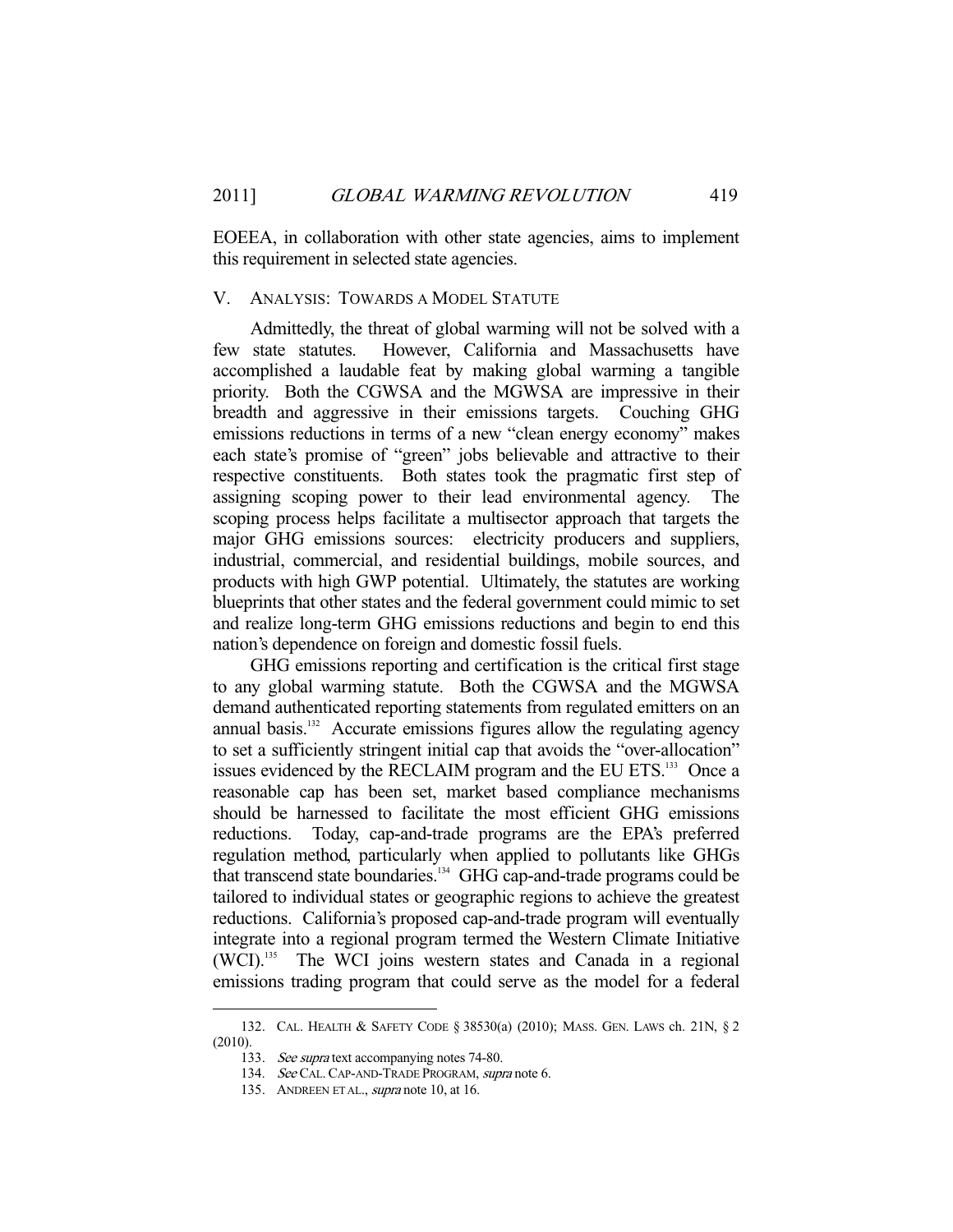EOEEA, in collaboration with other state agencies, aims to implement this requirement in selected state agencies.

## V. ANALYSIS: TOWARDS A MODEL STATUTE

Admittedly, the threat of global warming will not be solved with a few state statutes. However, California and Massachusetts have accomplished a laudable feat by making global warming a tangible priority. Both the CGWSA and the MGWSA are impressive in their breadth and aggressive in their emissions targets. Couching GHG emissions reductions in terms of a new "clean energy economy" makes each state's promise of "green" jobs believable and attractive to their respective constituents. Both states took the pragmatic first step of assigning scoping power to their lead environmental agency. The scoping process helps facilitate a multisector approach that targets the major GHG emissions sources: electricity producers and suppliers, industrial, commercial, and residential buildings, mobile sources, and products with high GWP potential. Ultimately, the statutes are working blueprints that other states and the federal government could mimic to set and realize long-term GHG emissions reductions and begin to end this nation's dependence on foreign and domestic fossil fuels.

GHG emissions reporting and certification is the critical first stage to any global warming statute. Both the CGWSA and the MGWSA demand authenticated reporting statements from regulated emitters on an annual basis.[132] Accurate emissions figures allow the regulating agency to set a sufficiently stringent initial cap that avoids the "over-allocation" issues evidenced by the RECLAIM program and the EU ETS.[133] Once a reasonable cap has been set, market based compliance mechanisms should be harnessed to facilitate the most efficient GHG emissions reductions. Today, cap-and-trade programs are the EPA's preferred regulation method, particularly when applied to pollutants like GHGs that transcend state boundaries.[134] GHG cap-and-trade programs could be tailored to individual states or geographic regions to achieve the greatest reductions. California's proposed cap-and-trade program will eventually integrate into a regional program termed the Western Climate Initiative (WCI).[135] The WCI joins western states and Canada in a regional emissions trading program that could serve as the model for a federal

---

132. CAL. HEALTH & SAFETY CODE § 38530(a) (2010); MASS. GEN. LAWS ch. 21N, § 2 (2010).

133. *See supra* text accompanying notes 74-80.

134. *See* CAL. CAP-AND-TRADE PROGRAM, *supra* note 6.

135. ANDREEN ET AL., *supra* note 10, at 16.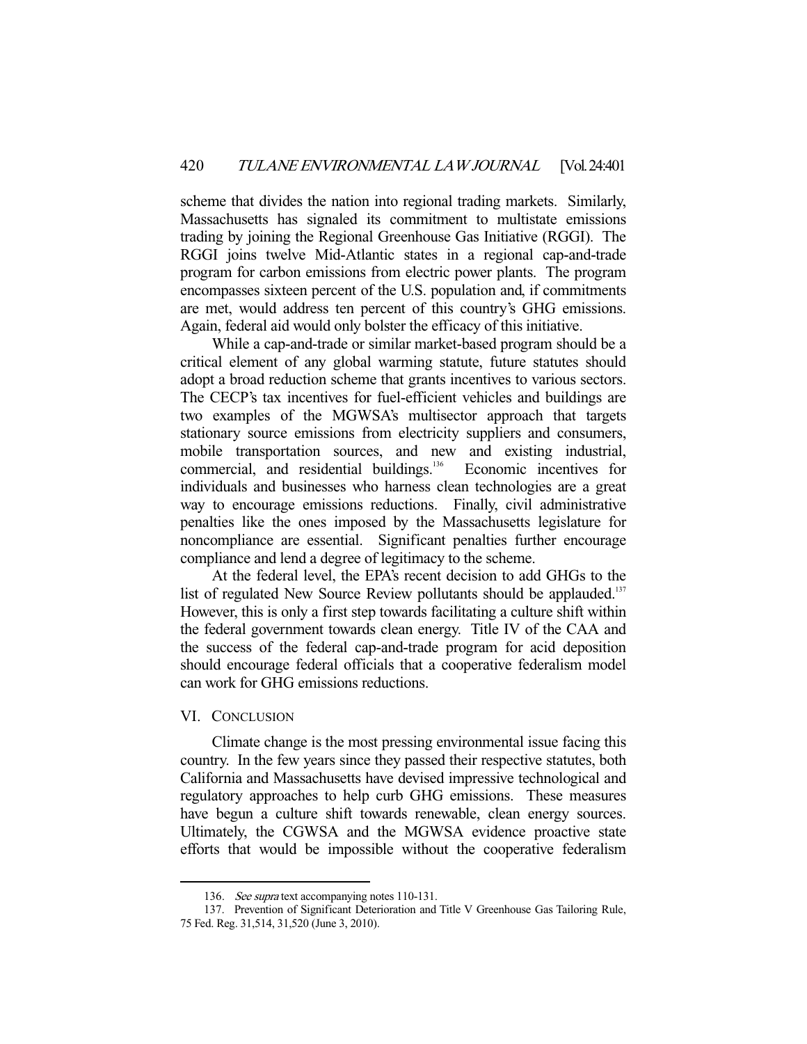scheme that divides the nation into regional trading markets. Similarly, Massachusetts has signaled its commitment to multistate emissions trading by joining the Regional Greenhouse Gas Initiative (RGGI). The RGGI joins twelve Mid-Atlantic states in a regional cap-and-trade program for carbon emissions from electric power plants. The program encompasses sixteen percent of the U.S. population and, if commitments are met, would address ten percent of this country's GHG emissions. Again, federal aid would only bolster the efficacy of this initiative.

While a cap-and-trade or similar market-based program should be a critical element of any global warming statute, future statutes should adopt a broad reduction scheme that grants incentives to various sectors. The CECP's tax incentives for fuel-efficient vehicles and buildings are two examples of the MGWSA's multisector approach that targets stationary source emissions from electricity suppliers and consumers, mobile transportation sources, and new and existing industrial, commercial, and residential buildings.[136] Economic incentives for individuals and businesses who harness clean technologies are a great way to encourage emissions reductions. Finally, civil administrative penalties like the ones imposed by the Massachusetts legislature for noncompliance are essential. Significant penalties further encourage compliance and lend a degree of legitimacy to the scheme.

At the federal level, the EPA's recent decision to add GHGs to the list of regulated New Source Review pollutants should be applauded.[137] However, this is only a first step towards facilitating a culture shift within the federal government towards clean energy. Title IV of the CAA and the success of the federal cap-and-trade program for acid deposition should encourage federal officials that a cooperative federalism model can work for GHG emissions reductions.

## VI. CONCLUSION

Climate change is the most pressing environmental issue facing this country. In the few years since they passed their respective statutes, both California and Massachusetts have devised impressive technological and regulatory approaches to help curb GHG emissions. These measures have begun a culture shift towards renewable, clean energy sources. Ultimately, the CGWSA and the MGWSA evidence proactive state efforts that would be impossible without the cooperative federalism

---

136. *See supra* text accompanying notes 110-131.

137. Prevention of Significant Deterioration and Title V Greenhouse Gas Tailoring Rule, 75 Fed. Reg. 31,514, 31,520 (June 3, 2010).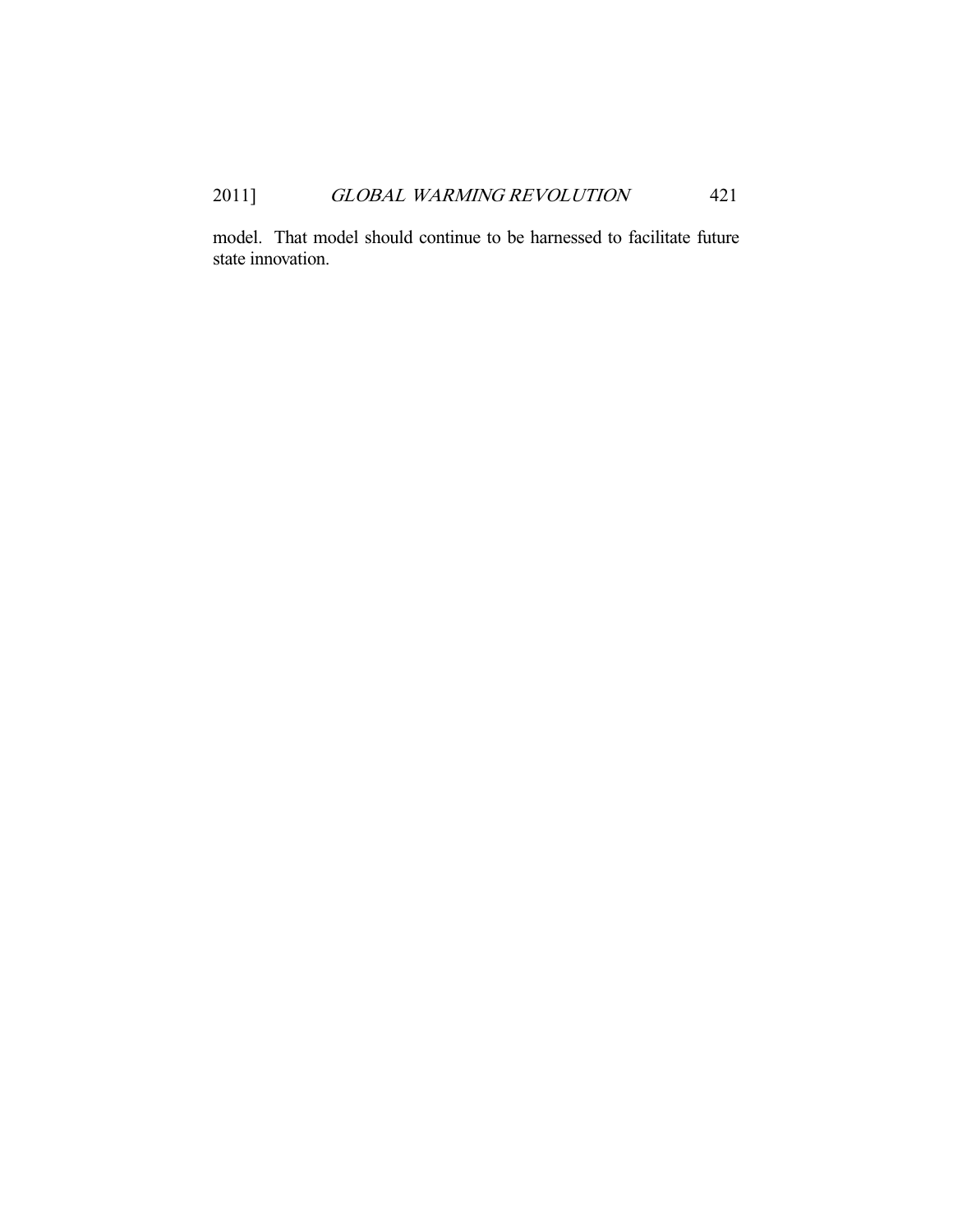model. That model should continue to be harnessed to facilitate future state innovation.